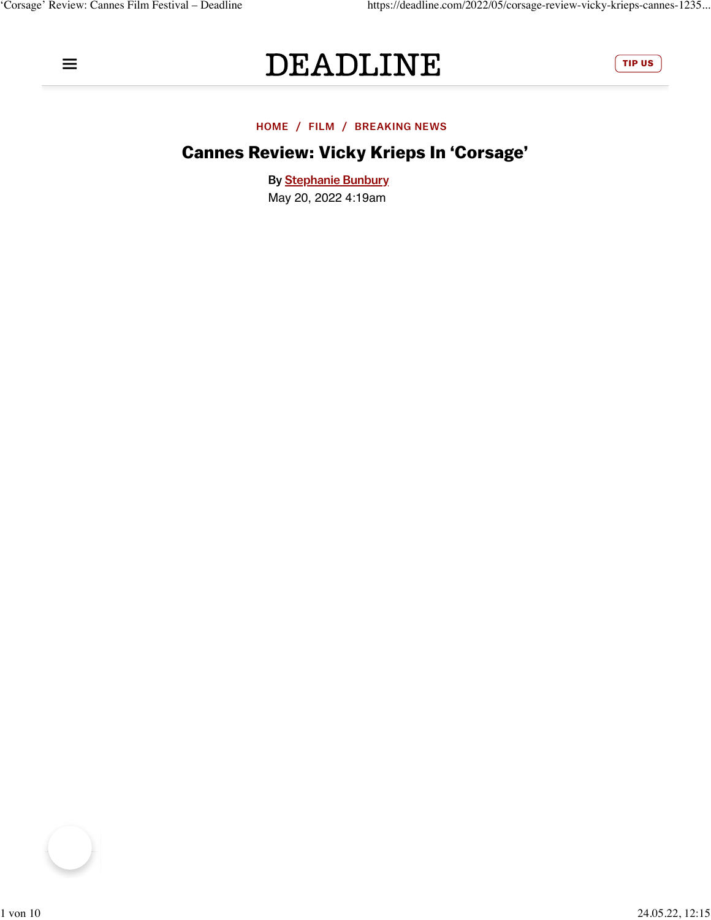DEADLINE

TIP US

HOME / FILM / BREAKING NEWS

# Cannes Review: Vicky Krieps In 'Corsage'

By Stephanie Bunbury
May 20, 2022 4:19am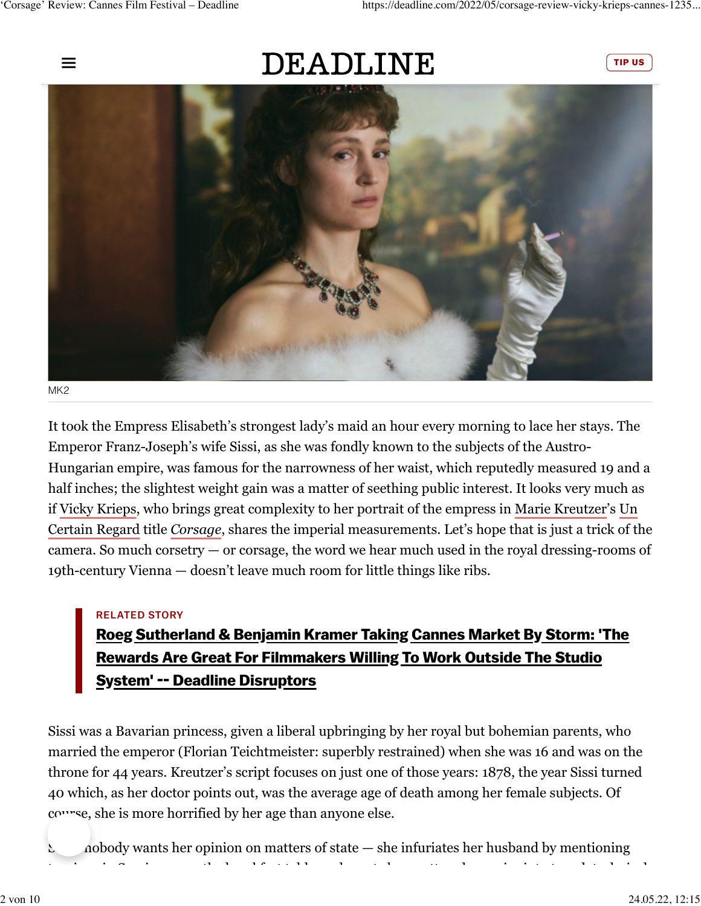DEADLINE

MK2

It took the Empress Elisabeth's strongest lady's maid an hour every morning to lace her stays. The Emperor Franz-Joseph's wife Sissi, as she was fondly known to the subjects of the Austro-Hungarian empire, was famous for the narrowness of her waist, which reputedly measured 19 and a half inches; the slightest weight gain was a matter of seething public interest. It looks very much as if Vicky Krieps, who brings great complexity to her portrait of the empress in Marie Kreutzer's Un Certain Regard title *Corsage*, shares the imperial measurements. Let's hope that is just a trick of the camera. So much corsetry — or corsage, the word we hear much used in the royal dressing-rooms of 19th-century Vienna — doesn't leave much room for little things like ribs.

> RELATED STORY
> **Roeg Sutherland & Benjamin Kramer Taking Cannes Market By Storm: 'The Rewards Are Great For Filmmakers Willing To Work Outside The Studio System' -- Deadline Disruptors**

Sissi was a Bavarian princess, given a liberal upbringing by her royal but bohemian parents, who married the emperor (Florian Teichtmeister: superbly restrained) when she was 16 and was on the throne for 44 years. Kreutzer's script focuses on just one of those years: 1878, the year Sissi turned 40 which, as her doctor points out, was the average age of death among her female subjects. Of course, she is more horrified by her age than anyone else.

S... nobody wants her opinion on matters of state — she infuriates her husband by mentioning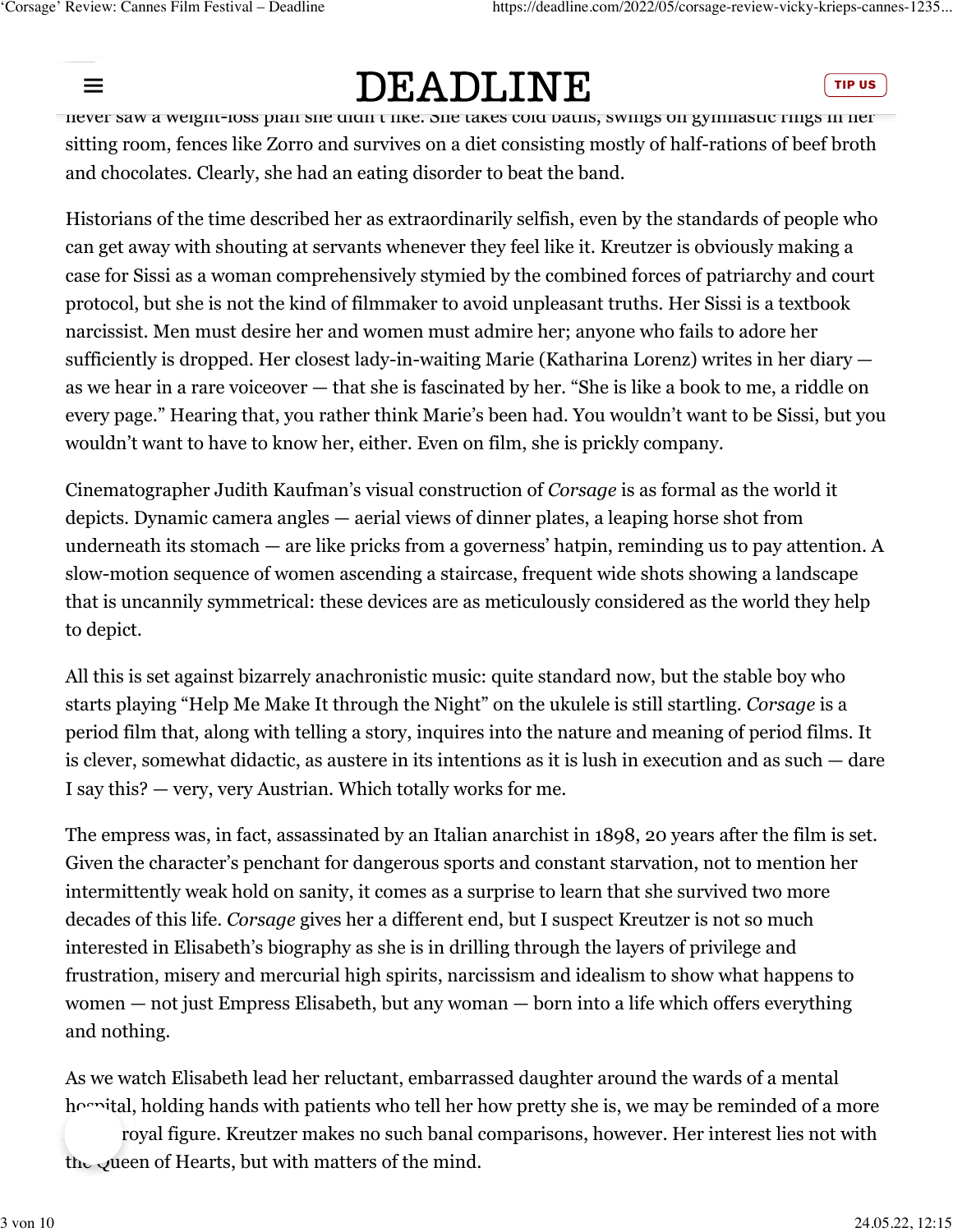never saw a weight-loss plan she didn't like. She takes cold baths, swings on gymnastic rings in her sitting room, fences like Zorro and survives on a diet consisting mostly of half-rations of beef broth and chocolates. Clearly, she had an eating disorder to beat the band.

Historians of the time described her as extraordinarily selfish, even by the standards of people who can get away with shouting at servants whenever they feel like it. Kreutzer is obviously making a case for Sissi as a woman comprehensively stymied by the combined forces of patriarchy and court protocol, but she is not the kind of filmmaker to avoid unpleasant truths. Her Sissi is a textbook narcissist. Men must desire her and women must admire her; anyone who fails to adore her sufficiently is dropped. Her closest lady-in-waiting Marie (Katharina Lorenz) writes in her diary — as we hear in a rare voiceover — that she is fascinated by her. "She is like a book to me, a riddle on every page." Hearing that, you rather think Marie's been had. You wouldn't want to be Sissi, but you wouldn't want to have to know her, either. Even on film, she is prickly company.

Cinematographer Judith Kaufman's visual construction of *Corsage* is as formal as the world it depicts. Dynamic camera angles — aerial views of dinner plates, a leaping horse shot from underneath its stomach — are like pricks from a governess' hatpin, reminding us to pay attention. A slow-motion sequence of women ascending a staircase, frequent wide shots showing a landscape that is uncannily symmetrical: these devices are as meticulously considered as the world they help to depict.

All this is set against bizarrely anachronistic music: quite standard now, but the stable boy who starts playing "Help Me Make It through the Night" on the ukulele is still startling. *Corsage* is a period film that, along with telling a story, inquires into the nature and meaning of period films. It is clever, somewhat didactic, as austere in its intentions as it is lush in execution and as such — dare I say this? — very, very Austrian. Which totally works for me.

The empress was, in fact, assassinated by an Italian anarchist in 1898, 20 years after the film is set. Given the character's penchant for dangerous sports and constant starvation, not to mention her intermittently weak hold on sanity, it comes as a surprise to learn that she survived two more decades of this life. *Corsage* gives her a different end, but I suspect Kreutzer is not so much interested in Elisabeth's biography as she is in drilling through the layers of privilege and frustration, misery and mercurial high spirits, narcissism and idealism to show what happens to women — not just Empress Elisabeth, but any woman — born into a life which offers everything and nothing.

As we watch Elisabeth lead her reluctant, embarrassed daughter around the wards of a mental hospital, holding hands with patients who tell her how pretty she is, we may be reminded of a more recent royal figure. Kreutzer makes no such banal comparisons, however. Her interest lies not with the Queen of Hearts, but with matters of the mind.